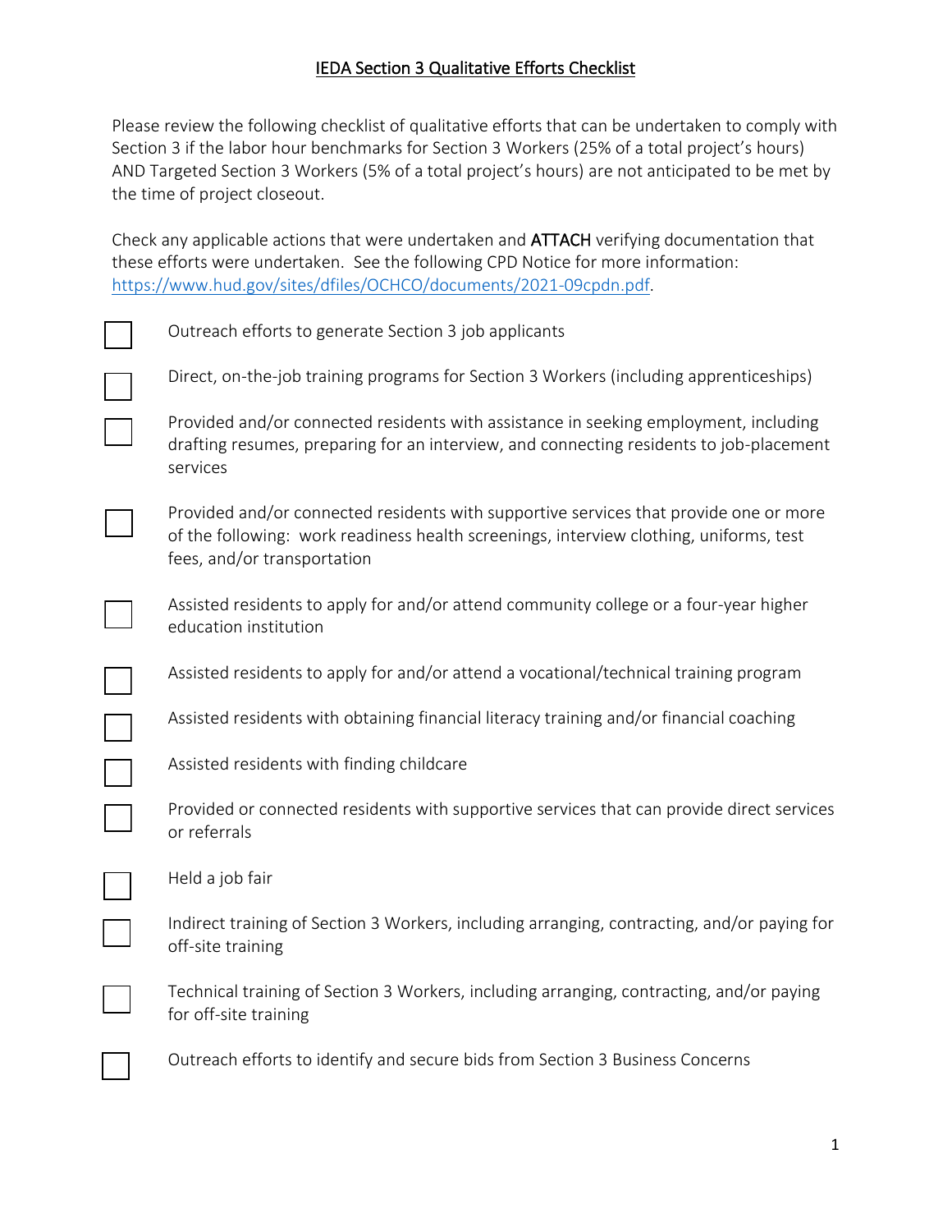# IEDA Section 3 Qualitative Efforts Checklist

Please review the following checklist of qualitative efforts that can be undertaken to comply with Section 3 if the labor hour benchmarks for Section 3 Workers (25% of a total project's hours) AND Targeted Section 3 Workers (5% of a total project's hours) are not anticipated to be met by the time of project closeout.

Check any applicable actions that were undertaken and ATTACH verifying documentation that these efforts were undertaken. See the following CPD Notice for more information: [https://www.hud.gov/sites/dfiles/OCHCO/documents/2021-09cpdn.pdf](https://www.hud.gov/sites/dfiles/OCHCO/documents/2021-09cpdn.pdf).

- [ ] Outreach efforts to generate Section 3 job applicants
- [ ] Direct, on-the-job training programs for Section 3 Workers (including apprenticeships)
- [ ] Provided and/or connected residents with assistance in seeking employment, including drafting resumes, preparing for an interview, and connecting residents to job-placement services
- [ ] Provided and/or connected residents with supportive services that provide one or more of the following: work readiness health screenings, interview clothing, uniforms, test fees, and/or transportation
- [ ] Assisted residents to apply for and/or attend community college or a four-year higher education institution
- [ ] Assisted residents to apply for and/or attend a vocational/technical training program
- [ ] Assisted residents with obtaining financial literacy training and/or financial coaching
- [ ] Assisted residents with finding childcare
- [ ] Provided or connected residents with supportive services that can provide direct services or referrals
- [ ] Held a job fair
- [ ] Indirect training of Section 3 Workers, including arranging, contracting, and/or paying for off-site training
- [ ] Technical training of Section 3 Workers, including arranging, contracting, and/or paying for off-site training
- [ ] Outreach efforts to identify and secure bids from Section 3 Business Concerns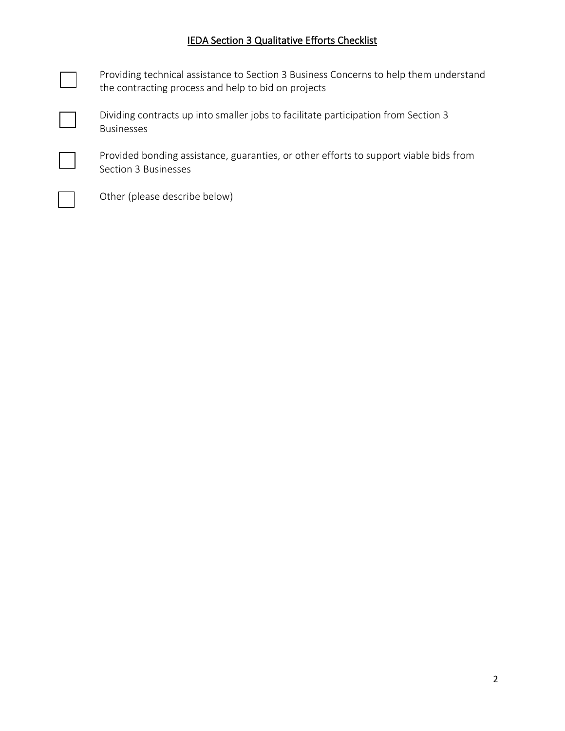# IEDA Section 3 Qualitative Efforts Checklist

- [ ] Providing technical assistance to Section 3 Business Concerns to help them understand the contracting process and help to bid on projects
- [ ] Dividing contracts up into smaller jobs to facilitate participation from Section 3 Businesses
- [ ] Provided bonding assistance, guaranties, or other efforts to support viable bids from Section 3 Businesses
- [ ] Other (please describe below)